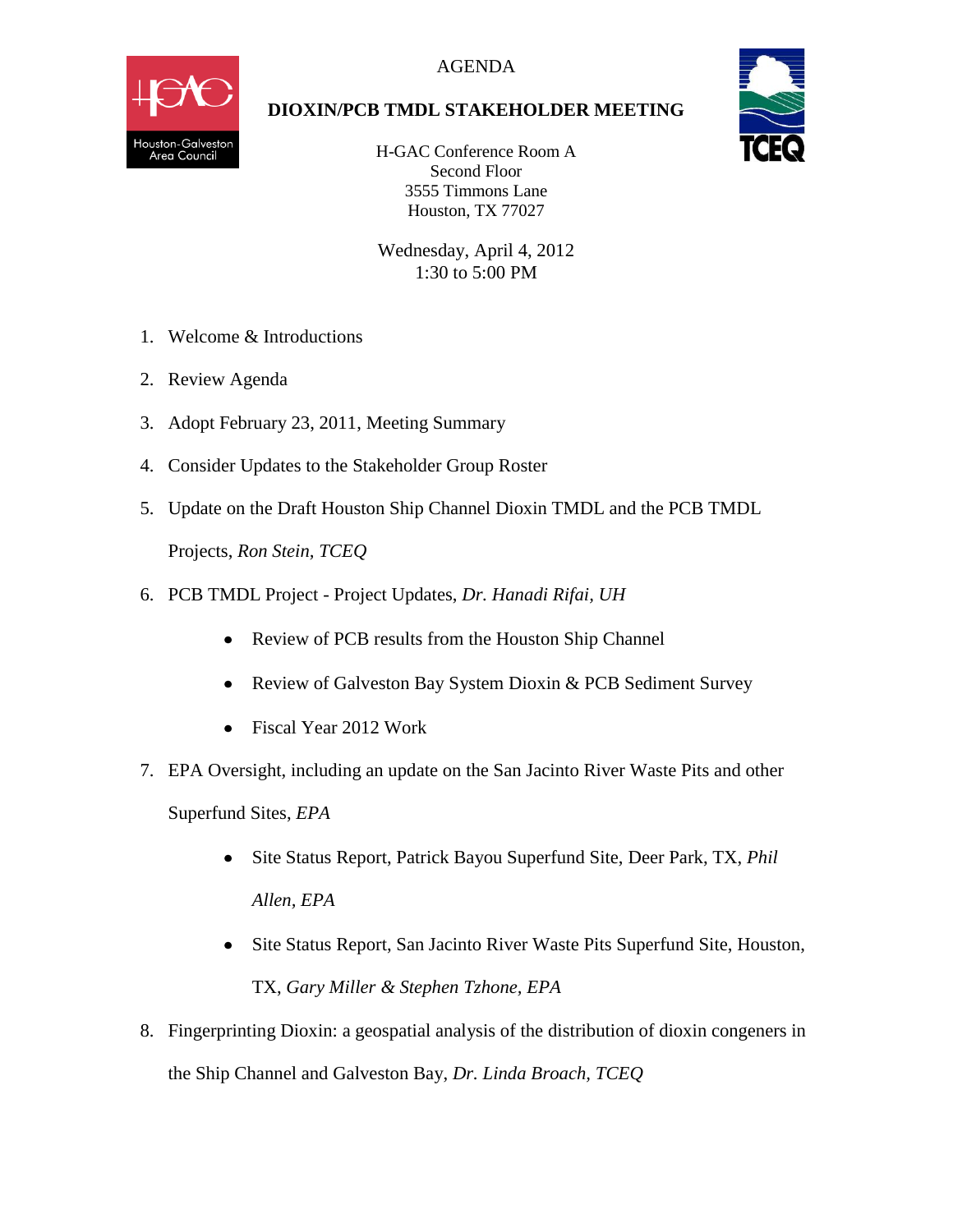AGENDA

# DIOXIN/PCB TMDL STAKEHOLDER MEETING

H-GAC Conference Room A
Second Floor
3555 Timmons Lane
Houston, TX 77027

Wednesday, April 4, 2012
1:30 to 5:00 PM

1. Welcome & Introductions
2. Review Agenda
3. Adopt February 23, 2011, Meeting Summary
4. Consider Updates to the Stakeholder Group Roster
5. Update on the Draft Houston Ship Channel Dioxin TMDL and the PCB TMDL Projects, *Ron Stein, TCEQ*
6. PCB TMDL Project - Project Updates, *Dr. Hanadi Rifai, UH*
   - Review of PCB results from the Houston Ship Channel
   - Review of Galveston Bay System Dioxin & PCB Sediment Survey
   - Fiscal Year 2012 Work
7. EPA Oversight, including an update on the San Jacinto River Waste Pits and other Superfund Sites, *EPA*
   - Site Status Report, Patrick Bayou Superfund Site, Deer Park, TX, *Phil Allen, EPA*
   - Site Status Report, San Jacinto River Waste Pits Superfund Site, Houston, TX, *Gary Miller & Stephen Tzhone, EPA*
8. Fingerprinting Dioxin: a geospatial analysis of the distribution of dioxin congeners in the Ship Channel and Galveston Bay, *Dr. Linda Broach, TCEQ*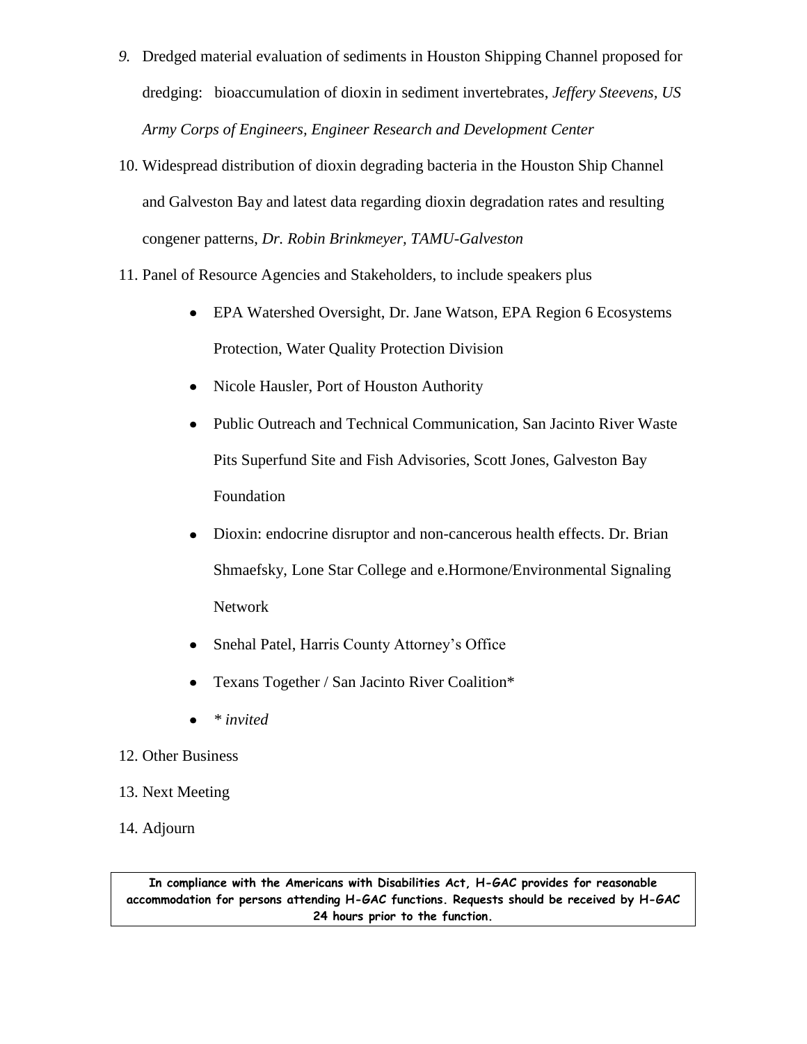9. Dredged material evaluation of sediments in Houston Shipping Channel proposed for dredging: bioaccumulation of dioxin in sediment invertebrates, *Jeffery Steevens, US Army Corps of Engineers, Engineer Research and Development Center*
10. Widespread distribution of dioxin degrading bacteria in the Houston Ship Channel and Galveston Bay and latest data regarding dioxin degradation rates and resulting congener patterns, *Dr. Robin Brinkmeyer, TAMU-Galveston*
11. Panel of Resource Agencies and Stakeholders, to include speakers plus
    - EPA Watershed Oversight, Dr. Jane Watson, EPA Region 6 Ecosystems Protection, Water Quality Protection Division
    - Nicole Hausler, Port of Houston Authority
    - Public Outreach and Technical Communication, San Jacinto River Waste Pits Superfund Site and Fish Advisories, Scott Jones, Galveston Bay Foundation
    - Dioxin: endocrine disruptor and non-cancerous health effects. Dr. Brian Shmaefsky, Lone Star College and e.Hormone/Environmental Signaling Network
    - Snehal Patel, Harris County Attorney's Office
    - Texans Together / San Jacinto River Coalition*
    - *\* invited*
12. Other Business
13. Next Meeting
14. Adjourn

**In compliance with the Americans with Disabilities Act, H-GAC provides for reasonable accommodation for persons attending H-GAC functions. Requests should be received by H-GAC 24 hours prior to the function.**